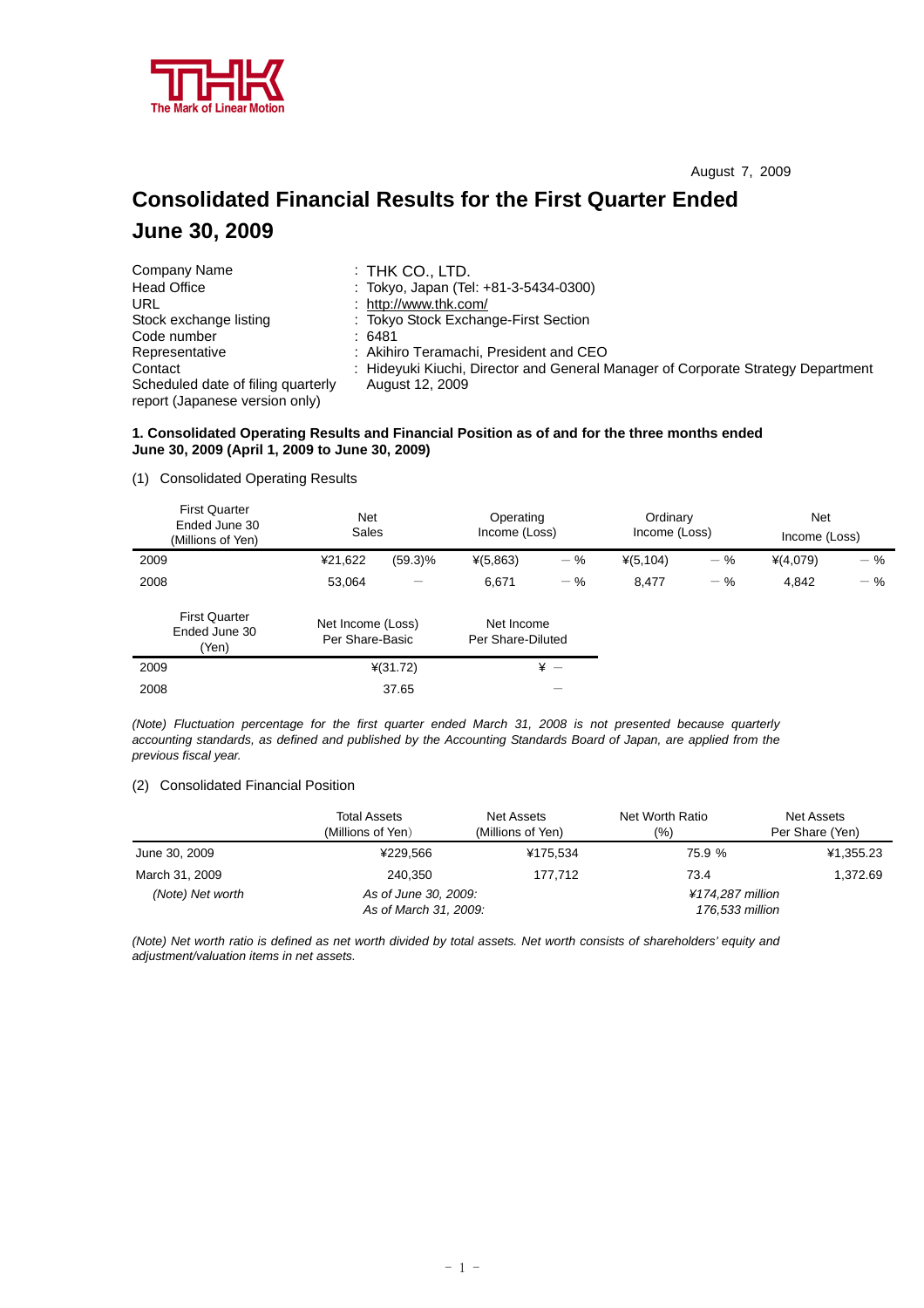August 7, 2009

# Consolidated Financial Results for the First Quarter Ended June 30, 2009

| | |
|---|---|
| Company Name | : THK CO., LTD. |
| Head Office | : Tokyo, Japan (Tel: +81-3-5434-0300) |
| URL | : http://www.thk.com/ |
| Stock exchange listing | : Tokyo Stock Exchange-First Section |
| Code number | : 6481 |
| Representative | : Akihiro Teramachi, President and CEO |
| Contact | : Hideyuki Kiuchi, Director and General Manager of Corporate Strategy Department |
| Scheduled date of filing quarterly report (Japanese version only) | August 12, 2009 |

**1. Consolidated Operating Results and Financial Position as of and for the three months ended June 30, 2009 (April 1, 2009 to June 30, 2009)**

(1) Consolidated Operating Results

| First Quarter Ended June 30 (Millions of Yen) | Net Sales | | Operating Income (Loss) | | Ordinary Income (Loss) | | Net Income (Loss) | |
|---|---|---|---|---|---|---|---|---|
| 2009 | ¥21,622 | (59.3)% | ¥(5,863) | －% | ¥(5,104) | －% | ¥(4,079) | －% |
| 2008 | 53,064 | － | 6,671 | －% | 8,477 | －% | 4,842 | －% |

| First Quarter Ended June 30 (Yen) | Net Income (Loss) Per Share-Basic | Net Income Per Share-Diluted |
|---|---|---|
| 2009 | ¥(31.72) | ¥ － |
| 2008 | 37.65 | － |

*(Note) Fluctuation percentage for the first quarter ended March 31, 2008 is not presented because quarterly accounting standards, as defined and published by the Accounting Standards Board of Japan, are applied from the previous fiscal year.*

(2) Consolidated Financial Position

| | Total Assets (Millions of Yen) | Net Assets (Millions of Yen) | Net Worth Ratio (%) | Net Assets Per Share (Yen) |
|---|---|---|---|---|
| June 30, 2009 | ¥229,566 | ¥175,534 | 75.9 % | ¥1,355.23 |
| March 31, 2009 | 240,350 | 177,712 | 73.4 | 1,372.69 |

*(Note) Net worth — As of June 30, 2009: ¥174,287 million; As of March 31, 2009: 176,533 million*

*(Note) Net worth ratio is defined as net worth divided by total assets. Net worth consists of shareholders' equity and adjustment/valuation items in net assets.*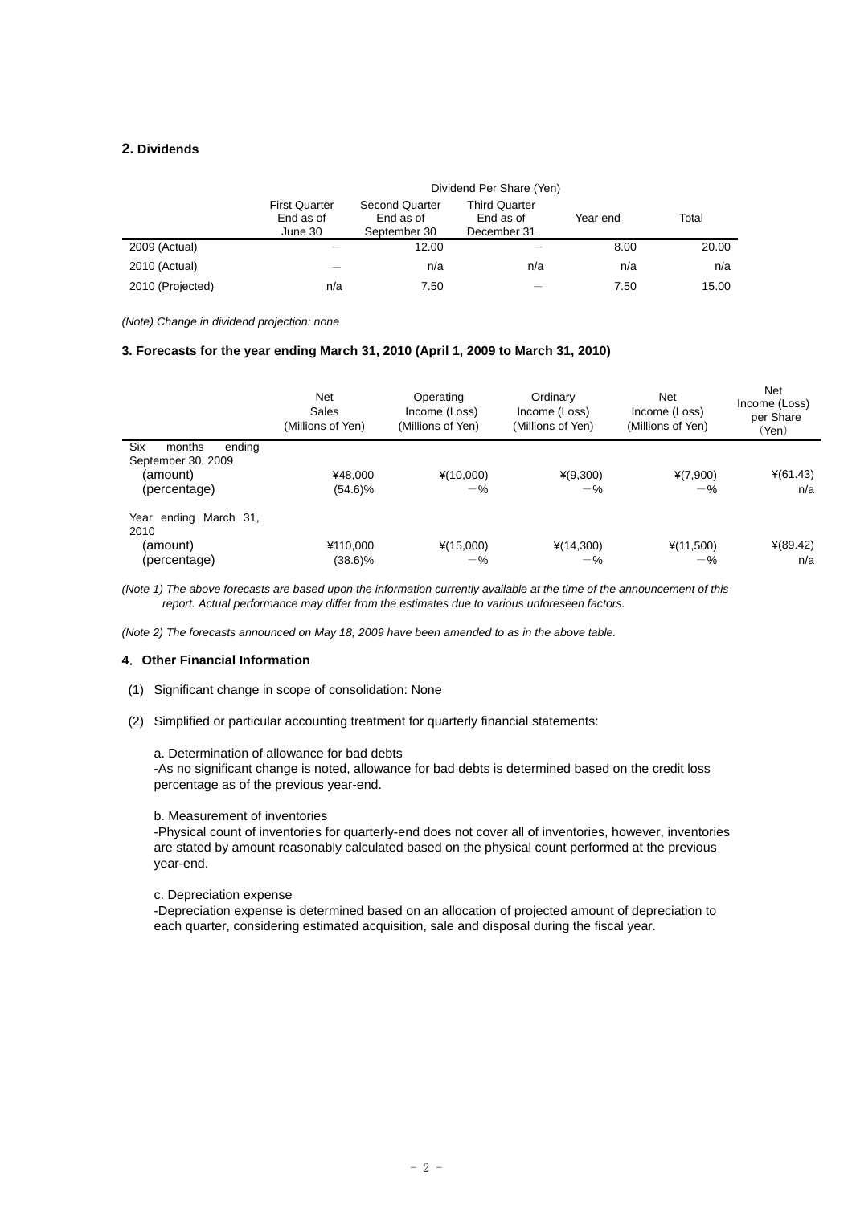## 2. Dividends

| | Dividend Per Share (Yen) | | | | |
|---|---|---|---|---|---|
| | First Quarter End as of June 30 | Second Quarter End as of September 30 | Third Quarter End as of December 31 | Year end | Total |
| 2009 (Actual) | — | 12.00 | — | 8.00 | 20.00 |
| 2010 (Actual) | — | n/a | n/a | n/a | n/a |
| 2010 (Projected) | n/a | 7.50 | — | 7.50 | 15.00 |

*(Note) Change in dividend projection: none*

### 3. Forecasts for the year ending March 31, 2010 (April 1, 2009 to March 31, 2010)

| | Net Sales (Millions of Yen) | Operating Income (Loss) (Millions of Yen) | Ordinary Income (Loss) (Millions of Yen) | Net Income (Loss) (Millions of Yen) | Net Income (Loss) per Share (Yen) |
|---|---|---|---|---|---|
| Six months ending September 30, 2009 | | | | | |
| (amount) | ¥48,000 | ¥(10,000) | ¥(9,300) | ¥(7,900) | ¥(61.43) |
| (percentage) | (54.6)% | −% | −% | −% | n/a |
| Year ending March 31, 2010 | | | | | |
| (amount) | ¥110,000 | ¥(15,000) | ¥(14,300) | ¥(11,500) | ¥(89.42) |
| (percentage) | (38.6)% | −% | −% | −% | n/a |

*(Note 1) The above forecasts are based upon the information currently available at the time of the announcement of this report. Actual performance may differ from the estimates due to various unforeseen factors.*

*(Note 2) The forecasts announced on May 18, 2009 have been amended to as in the above table.*

### 4. Other Financial Information

(1) Significant change in scope of consolidation: None

(2) Simplified or particular accounting treatment for quarterly financial statements:

a. Determination of allowance for bad debts
-As no significant change is noted, allowance for bad debts is determined based on the credit loss percentage as of the previous year-end.

b. Measurement of inventories
-Physical count of inventories for quarterly-end does not cover all of inventories, however, inventories are stated by amount reasonably calculated based on the physical count performed at the previous year-end.

c. Depreciation expense
-Depreciation expense is determined based on an allocation of projected amount of depreciation to each quarter, considering estimated acquisition, sale and disposal during the fiscal year.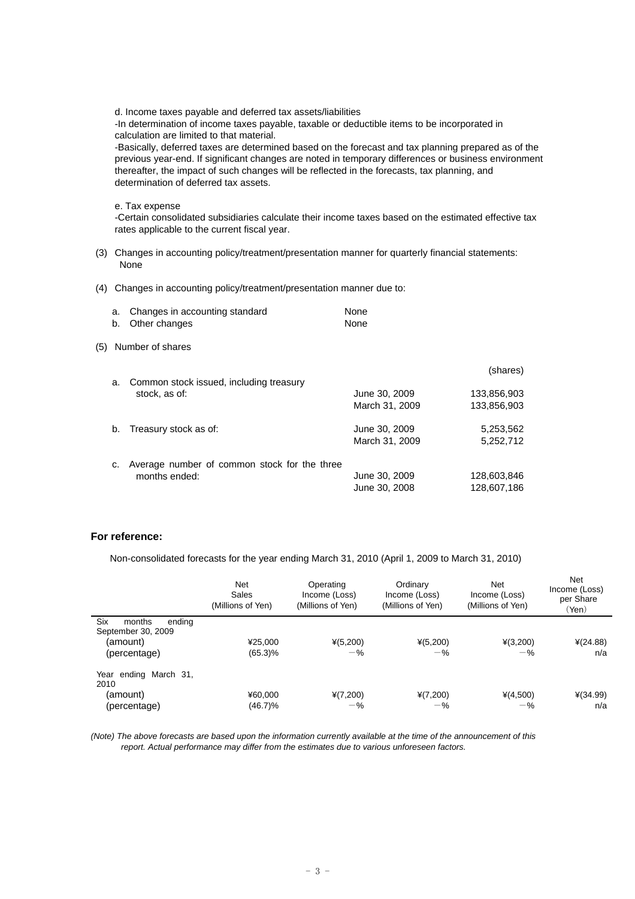d. Income taxes payable and deferred tax assets/liabilities

-In determination of income taxes payable, taxable or deductible items to be incorporated in calculation are limited to that material.

-Basically, deferred taxes are determined based on the forecast and tax planning prepared as of the previous year-end. If significant changes are noted in temporary differences or business environment thereafter, the impact of such changes will be reflected in the forecasts, tax planning, and determination of deferred tax assets.

e. Tax expense

-Certain consolidated subsidiaries calculate their income taxes based on the estimated effective tax rates applicable to the current fiscal year.

(3) Changes in accounting policy/treatment/presentation manner for quarterly financial statements: None

(4) Changes in accounting policy/treatment/presentation manner due to:

| | | |
|---|---|---|
| a. | Changes in accounting standard | None |
| b. | Other changes | None |

(5) Number of shares

| | | | (shares) |
|---|---|---|---|
| a. | Common stock issued, including treasury stock, as of: | June 30, 2009 | 133,856,903 |
| | | March 31, 2009 | 133,856,903 |
| b. | Treasury stock as of: | June 30, 2009 | 5,253,562 |
| | | March 31, 2009 | 5,252,712 |
| c. | Average number of common stock for the three months ended: | June 30, 2009 | 128,603,846 |
| | | June 30, 2008 | 128,607,186 |

**For reference:**

Non-consolidated forecasts for the year ending March 31, 2010 (April 1, 2009 to March 31, 2010)

| | Net Sales (Millions of Yen) | Operating Income (Loss) (Millions of Yen) | Ordinary Income (Loss) (Millions of Yen) | Net Income (Loss) (Millions of Yen) | Net Income (Loss) per Share (Yen) |
|---|---|---|---|---|---|
| Six months ending September 30, 2009 | | | | | |
| (amount) | ¥25,000 | ¥(5,200) | ¥(5,200) | ¥(3,200) | ¥(24.88) |
| (percentage) | (65.3)% | －% | －% | －% | n/a |
| Year ending March 31, 2010 | | | | | |
| (amount) | ¥60,000 | ¥(7,200) | ¥(7,200) | ¥(4,500) | ¥(34.99) |
| (percentage) | (46.7)% | －% | －% | －% | n/a |

*(Note) The above forecasts are based upon the information currently available at the time of the announcement of this report. Actual performance may differ from the estimates due to various unforeseen factors.*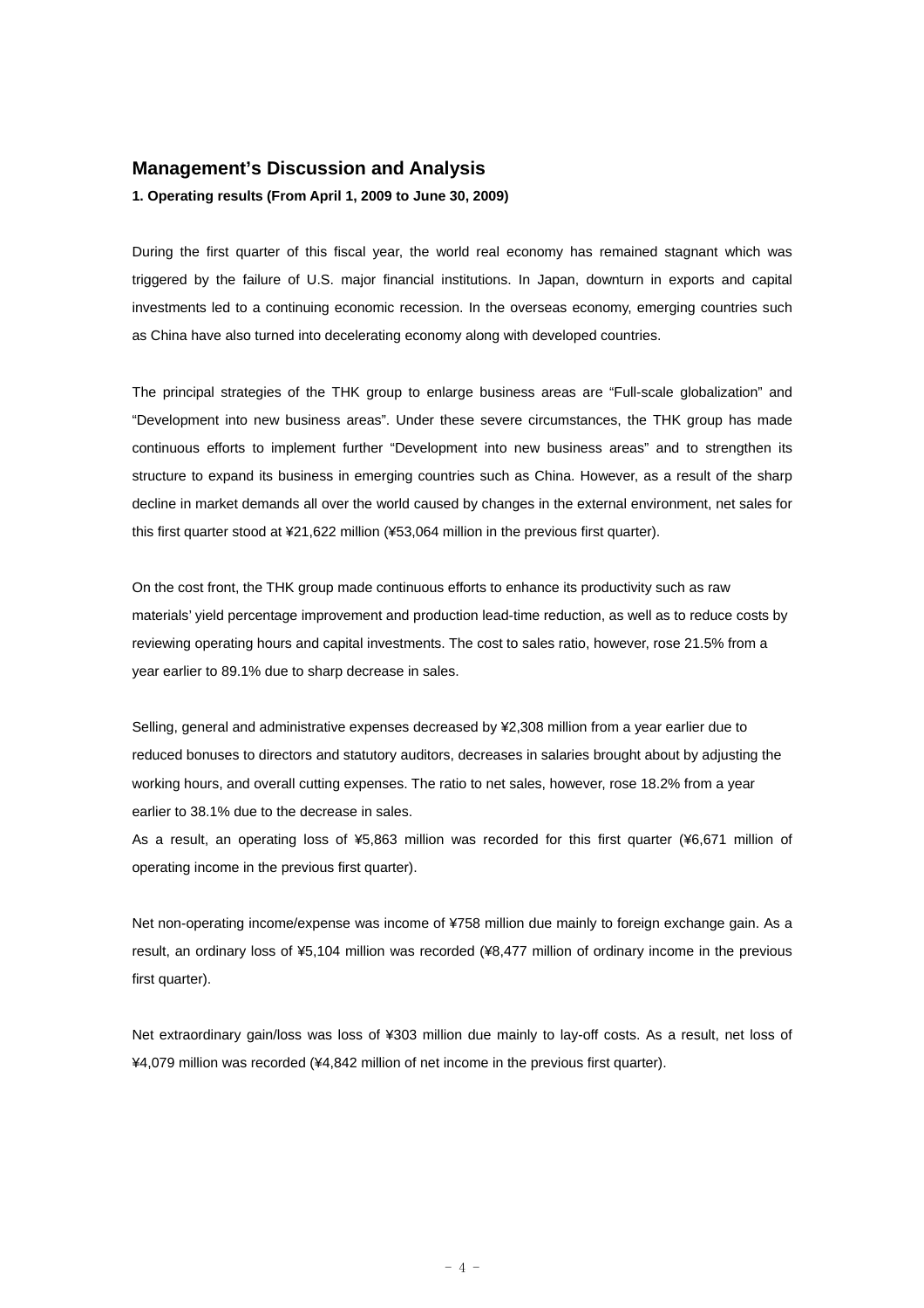## Management's Discussion and Analysis

**1. Operating results (From April 1, 2009 to June 30, 2009)**

During the first quarter of this fiscal year, the world real economy has remained stagnant which was triggered by the failure of U.S. major financial institutions. In Japan, downturn in exports and capital investments led to a continuing economic recession. In the overseas economy, emerging countries such as China have also turned into decelerating economy along with developed countries.

The principal strategies of the THK group to enlarge business areas are "Full-scale globalization" and "Development into new business areas". Under these severe circumstances, the THK group has made continuous efforts to implement further "Development into new business areas" and to strengthen its structure to expand its business in emerging countries such as China. However, as a result of the sharp decline in market demands all over the world caused by changes in the external environment, net sales for this first quarter stood at ¥21,622 million (¥53,064 million in the previous first quarter).

On the cost front, the THK group made continuous efforts to enhance its productivity such as raw materials' yield percentage improvement and production lead-time reduction, as well as to reduce costs by reviewing operating hours and capital investments. The cost to sales ratio, however, rose 21.5% from a year earlier to 89.1% due to sharp decrease in sales.

Selling, general and administrative expenses decreased by ¥2,308 million from a year earlier due to reduced bonuses to directors and statutory auditors, decreases in salaries brought about by adjusting the working hours, and overall cutting expenses. The ratio to net sales, however, rose 18.2% from a year earlier to 38.1% due to the decrease in sales.

As a result, an operating loss of ¥5,863 million was recorded for this first quarter (¥6,671 million of operating income in the previous first quarter).

Net non-operating income/expense was income of ¥758 million due mainly to foreign exchange gain. As a result, an ordinary loss of ¥5,104 million was recorded (¥8,477 million of ordinary income in the previous first quarter).

Net extraordinary gain/loss was loss of ¥303 million due mainly to lay-off costs. As a result, net loss of ¥4,079 million was recorded (¥4,842 million of net income in the previous first quarter).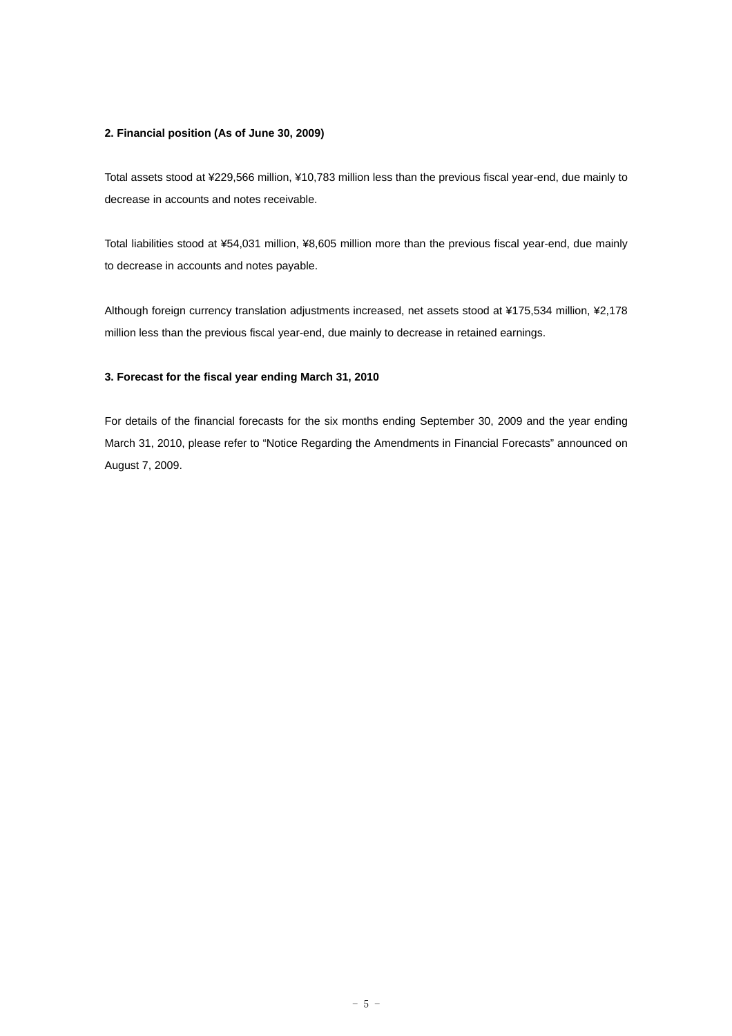**2. Financial position (As of June 30, 2009)**

Total assets stood at ¥229,566 million, ¥10,783 million less than the previous fiscal year-end, due mainly to decrease in accounts and notes receivable.

Total liabilities stood at ¥54,031 million, ¥8,605 million more than the previous fiscal year-end, due mainly to decrease in accounts and notes payable.

Although foreign currency translation adjustments increased, net assets stood at ¥175,534 million, ¥2,178 million less than the previous fiscal year-end, due mainly to decrease in retained earnings.

**3. Forecast for the fiscal year ending March 31, 2010**

For details of the financial forecasts for the six months ending September 30, 2009 and the year ending March 31, 2010, please refer to "Notice Regarding the Amendments in Financial Forecasts" announced on August 7, 2009.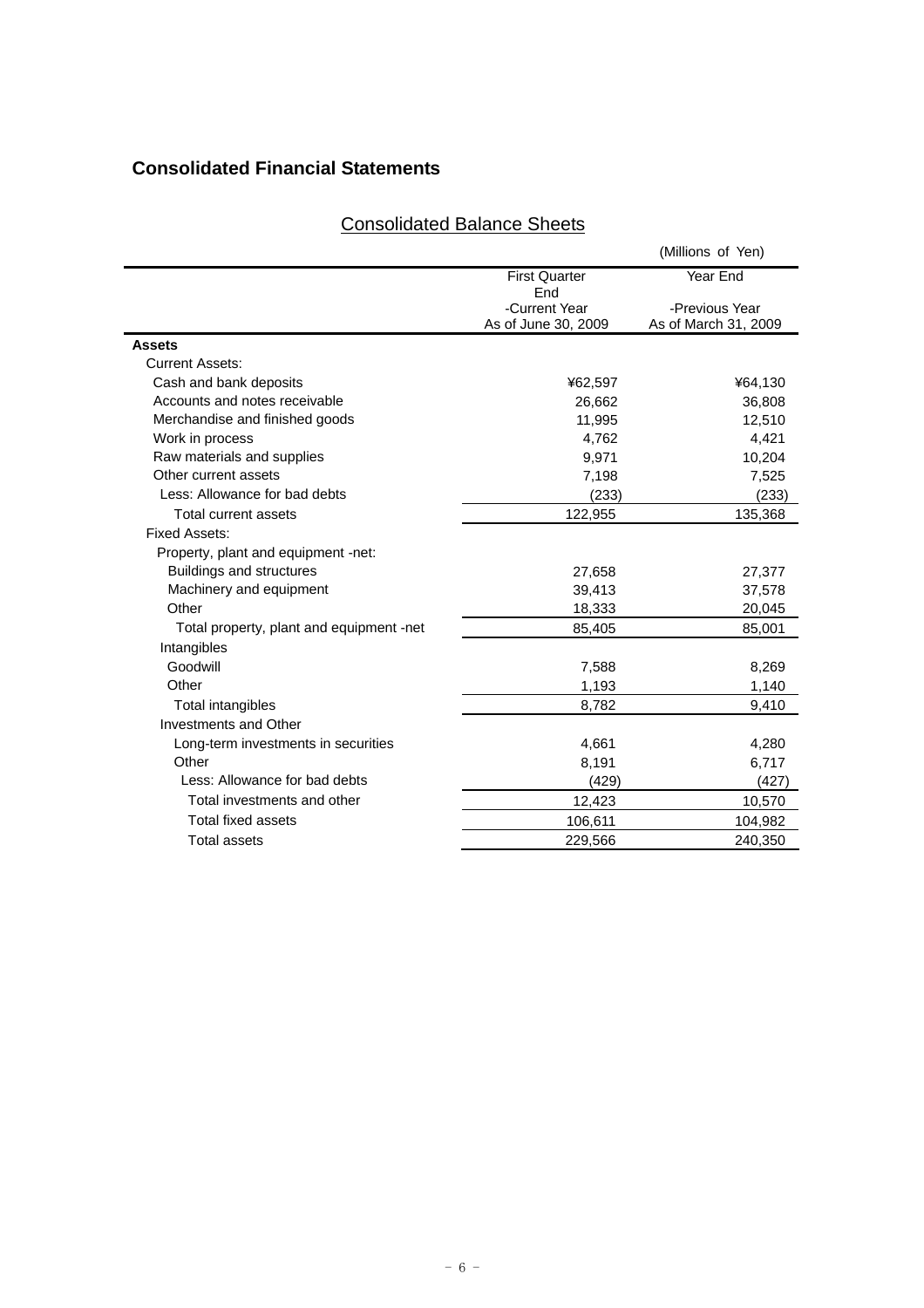## Consolidated Financial Statements

### Consolidated Balance Sheets

(Millions of Yen)

| | First Quarter End -Current Year As of June 30, 2009 | Year End -Previous Year As of March 31, 2009 |
|---|---|---|
| **Assets** | | |
| Current Assets: | | |
| Cash and bank deposits | ¥62,597 | ¥64,130 |
| Accounts and notes receivable | 26,662 | 36,808 |
| Merchandise and finished goods | 11,995 | 12,510 |
| Work in process | 4,762 | 4,421 |
| Raw materials and supplies | 9,971 | 10,204 |
| Other current assets | 7,198 | 7,525 |
| Less: Allowance for bad debts | (233) | (233) |
| Total current assets | 122,955 | 135,368 |
| Fixed Assets: | | |
| Property, plant and equipment -net: | | |
| Buildings and structures | 27,658 | 27,377 |
| Machinery and equipment | 39,413 | 37,578 |
| Other | 18,333 | 20,045 |
| Total property, plant and equipment -net | 85,405 | 85,001 |
| Intangibles | | |
| Goodwill | 7,588 | 8,269 |
| Other | 1,193 | 1,140 |
| Total intangibles | 8,782 | 9,410 |
| Investments and Other | | |
| Long-term investments in securities | 4,661 | 4,280 |
| Other | 8,191 | 6,717 |
| Less: Allowance for bad debts | (429) | (427) |
| Total investments and other | 12,423 | 10,570 |
| Total fixed assets | 106,611 | 104,982 |
| Total assets | 229,566 | 240,350 |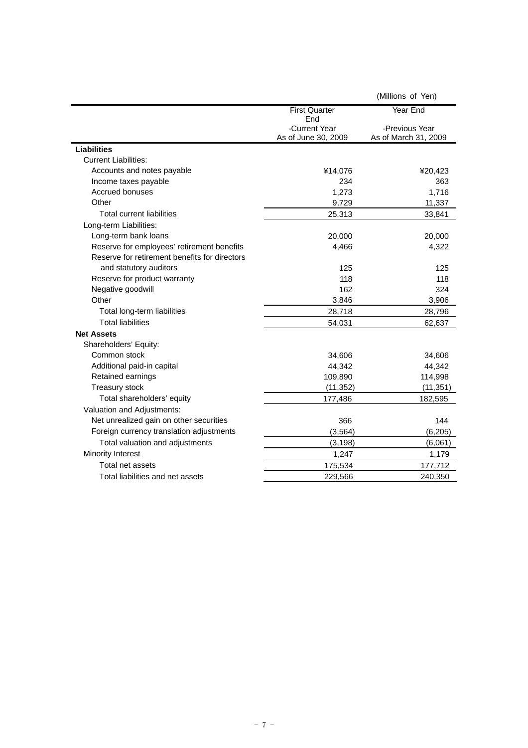(Millions of Yen)

| | First Quarter End -Current Year As of June 30, 2009 | Year End -Previous Year As of March 31, 2009 |
|---|---|---|
| **Liabilities** | | |
| Current Liabilities: | | |
| Accounts and notes payable | ¥14,076 | ¥20,423 |
| Income taxes payable | 234 | 363 |
| Accrued bonuses | 1,273 | 1,716 |
| Other | 9,729 | 11,337 |
| Total current liabilities | 25,313 | 33,841 |
| Long-term Liabilities: | | |
| Long-term bank loans | 20,000 | 20,000 |
| Reserve for employees' retirement benefits | 4,466 | 4,322 |
| Reserve for retirement benefits for directors and statutory auditors | 125 | 125 |
| Reserve for product warranty | 118 | 118 |
| Negative goodwill | 162 | 324 |
| Other | 3,846 | 3,906 |
| Total long-term liabilities | 28,718 | 28,796 |
| Total liabilities | 54,031 | 62,637 |
| **Net Assets** | | |
| Shareholders' Equity: | | |
| Common stock | 34,606 | 34,606 |
| Additional paid-in capital | 44,342 | 44,342 |
| Retained earnings | 109,890 | 114,998 |
| Treasury stock | (11,352) | (11,351) |
| Total shareholders' equity | 177,486 | 182,595 |
| Valuation and Adjustments: | | |
| Net unrealized gain on other securities | 366 | 144 |
| Foreign currency translation adjustments | (3,564) | (6,205) |
| Total valuation and adjustments | (3,198) | (6,061) |
| Minority Interest | 1,247 | 1,179 |
| Total net assets | 175,534 | 177,712 |
| Total liabilities and net assets | 229,566 | 240,350 |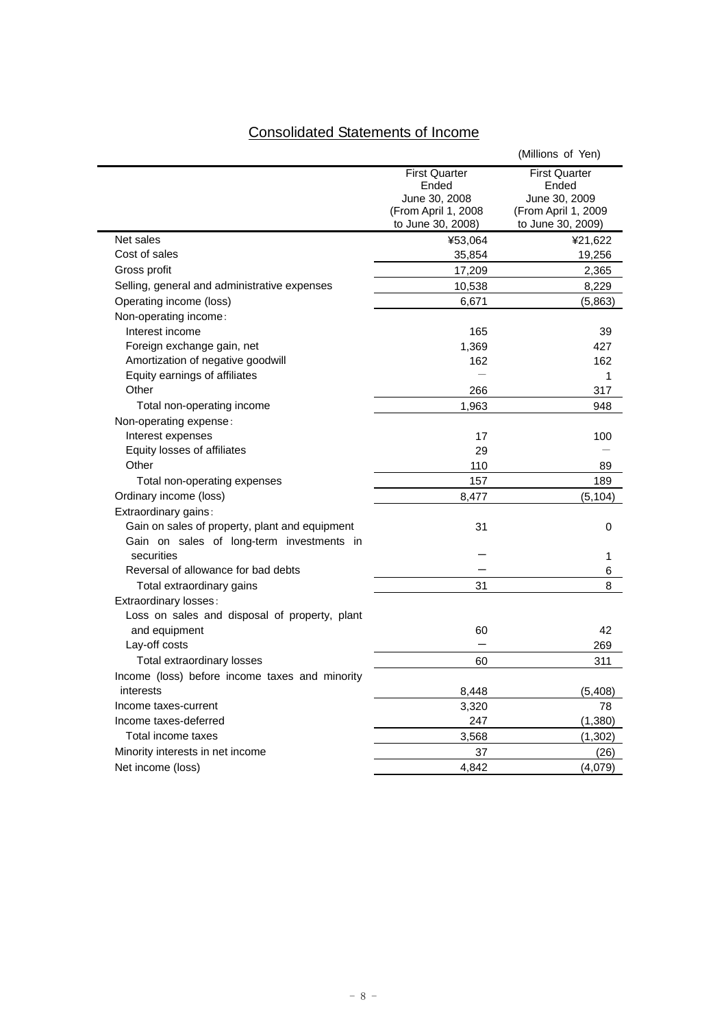# Consolidated Statements of Income

(Millions of Yen)

| | First Quarter Ended June 30, 2008 (From April 1, 2008 to June 30, 2008) | First Quarter Ended June 30, 2009 (From April 1, 2009 to June 30, 2009) |
|---|---|---|
| Net sales | ¥53,064 | ¥21,622 |
| Cost of sales | 35,854 | 19,256 |
| Gross profit | 17,209 | 2,365 |
| Selling, general and administrative expenses | 10,538 | 8,229 |
| Operating income (loss) | 6,671 | (5,863) |
| Non-operating income: | | |
| Interest income | 165 | 39 |
| Foreign exchange gain, net | 1,369 | 427 |
| Amortization of negative goodwill | 162 | 162 |
| Equity earnings of affiliates | — | 1 |
| Other | 266 | 317 |
| Total non-operating income | 1,963 | 948 |
| Non-operating expense: | | |
| Interest expenses | 17 | 100 |
| Equity losses of affiliates | 29 | — |
| Other | 110 | 89 |
| Total non-operating expenses | 157 | 189 |
| Ordinary income (loss) | 8,477 | (5,104) |
| Extraordinary gains: | | |
| Gain on sales of property, plant and equipment | 31 | 0 |
| Gain on sales of long-term investments in securities | — | 1 |
| Reversal of allowance for bad debts | — | 6 |
| Total extraordinary gains | 31 | 8 |
| Extraordinary losses: | | |
| Loss on sales and disposal of property, plant and equipment | 60 | 42 |
| Lay-off costs | — | 269 |
| Total extraordinary losses | 60 | 311 |
| Income (loss) before income taxes and minority interests | 8,448 | (5,408) |
| Income taxes-current | 3,320 | 78 |
| Income taxes-deferred | 247 | (1,380) |
| Total income taxes | 3,568 | (1,302) |
| Minority interests in net income | 37 | (26) |
| Net income (loss) | 4,842 | (4,079) |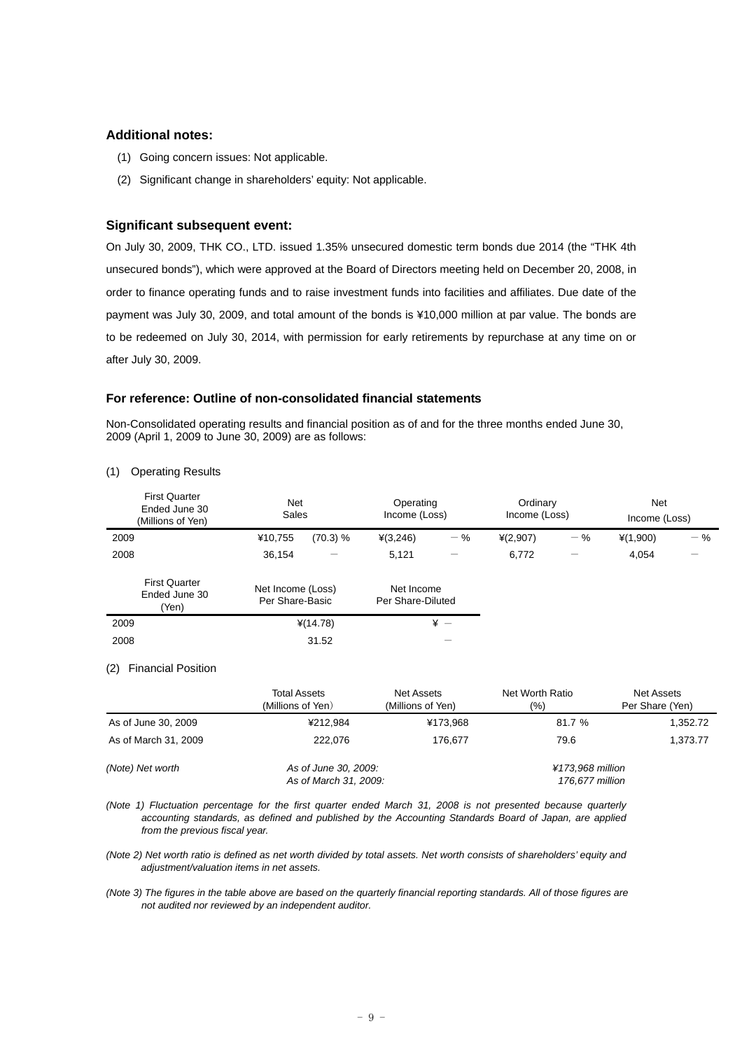### Additional notes:

(1) Going concern issues: Not applicable.

(2) Significant change in shareholders' equity: Not applicable.

### Significant subsequent event:

On July 30, 2009, THK CO., LTD. issued 1.35% unsecured domestic term bonds due 2014 (the "THK 4th unsecured bonds"), which were approved at the Board of Directors meeting held on December 20, 2008, in order to finance operating funds and to raise investment funds into facilities and affiliates. Due date of the payment was July 30, 2009, and total amount of the bonds is ¥10,000 million at par value. The bonds are to be redeemed on July 30, 2014, with permission for early retirements by repurchase at any time on or after July 30, 2009.

### For reference: Outline of non-consolidated financial statements

Non-Consolidated operating results and financial position as of and for the three months ended June 30, 2009 (April 1, 2009 to June 30, 2009) are as follows:

(1) Operating Results

| First Quarter Ended June 30 (Millions of Yen) | Net Sales | | Operating Income (Loss) | | Ordinary Income (Loss) | | Net Income (Loss) | |
|---|---|---|---|---|---|---|---|---|
| 2009 | ¥10,755 | (70.3) % | ¥(3,246) | － % | ¥(2,907) | － % | ¥(1,900) | － % |
| 2008 | 36,154 | － | 5,121 | － | 6,772 | － | 4,054 | － |

| First Quarter Ended June 30 (Yen) | Net Income (Loss) Per Share-Basic | Net Income Per Share-Diluted |
|---|---|---|
| 2009 | ¥(14.78) | ¥ － |
| 2008 | 31.52 | － |

(2) Financial Position

| | Total Assets (Millions of Yen) | Net Assets (Millions of Yen) | Net Worth Ratio (%) | Net Assets Per Share (Yen) |
|---|---|---|---|---|
| As of June 30, 2009 | ¥212,984 | ¥173,968 | 81.7 % | 1,352.72 |
| As of March 31, 2009 | 222,076 | 176,677 | 79.6 | 1,373.77 |

*(Note) Net worth* *As of June 30, 2009:* *¥173,968 million*
*As of March 31, 2009:* *176,677 million*

*(Note 1) Fluctuation percentage for the first quarter ended March 31, 2008 is not presented because quarterly accounting standards, as defined and published by the Accounting Standards Board of Japan, are applied from the previous fiscal year.*

*(Note 2) Net worth ratio is defined as net worth divided by total assets. Net worth consists of shareholders' equity and adjustment/valuation items in net assets.*

*(Note 3) The figures in the table above are based on the quarterly financial reporting standards. All of those figures are not audited nor reviewed by an independent auditor.*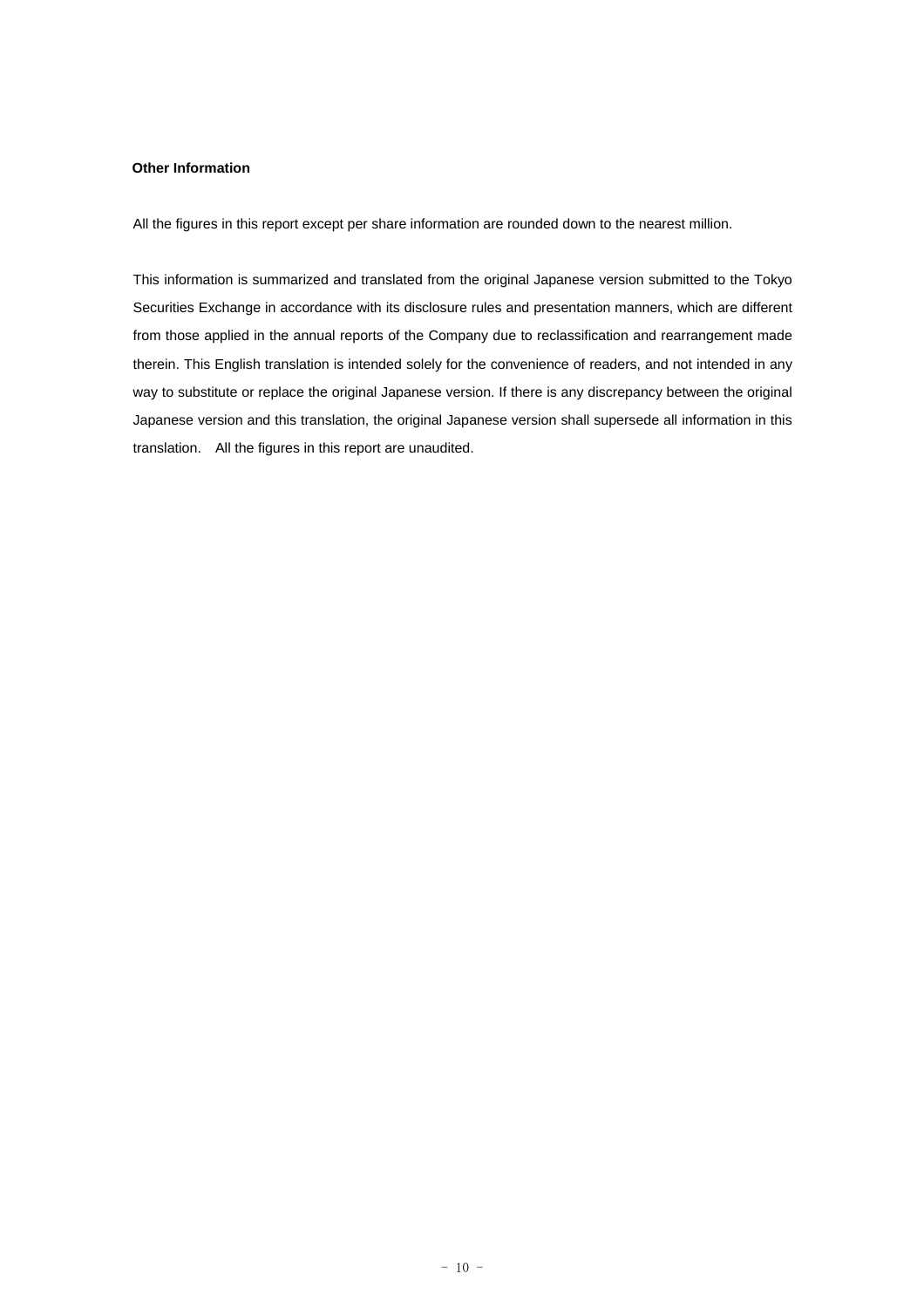**Other Information**

All the figures in this report except per share information are rounded down to the nearest million.

This information is summarized and translated from the original Japanese version submitted to the Tokyo Securities Exchange in accordance with its disclosure rules and presentation manners, which are different from those applied in the annual reports of the Company due to reclassification and rearrangement made therein. This English translation is intended solely for the convenience of readers, and not intended in any way to substitute or replace the original Japanese version. If there is any discrepancy between the original Japanese version and this translation, the original Japanese version shall supersede all information in this translation.　All the figures in this report are unaudited.